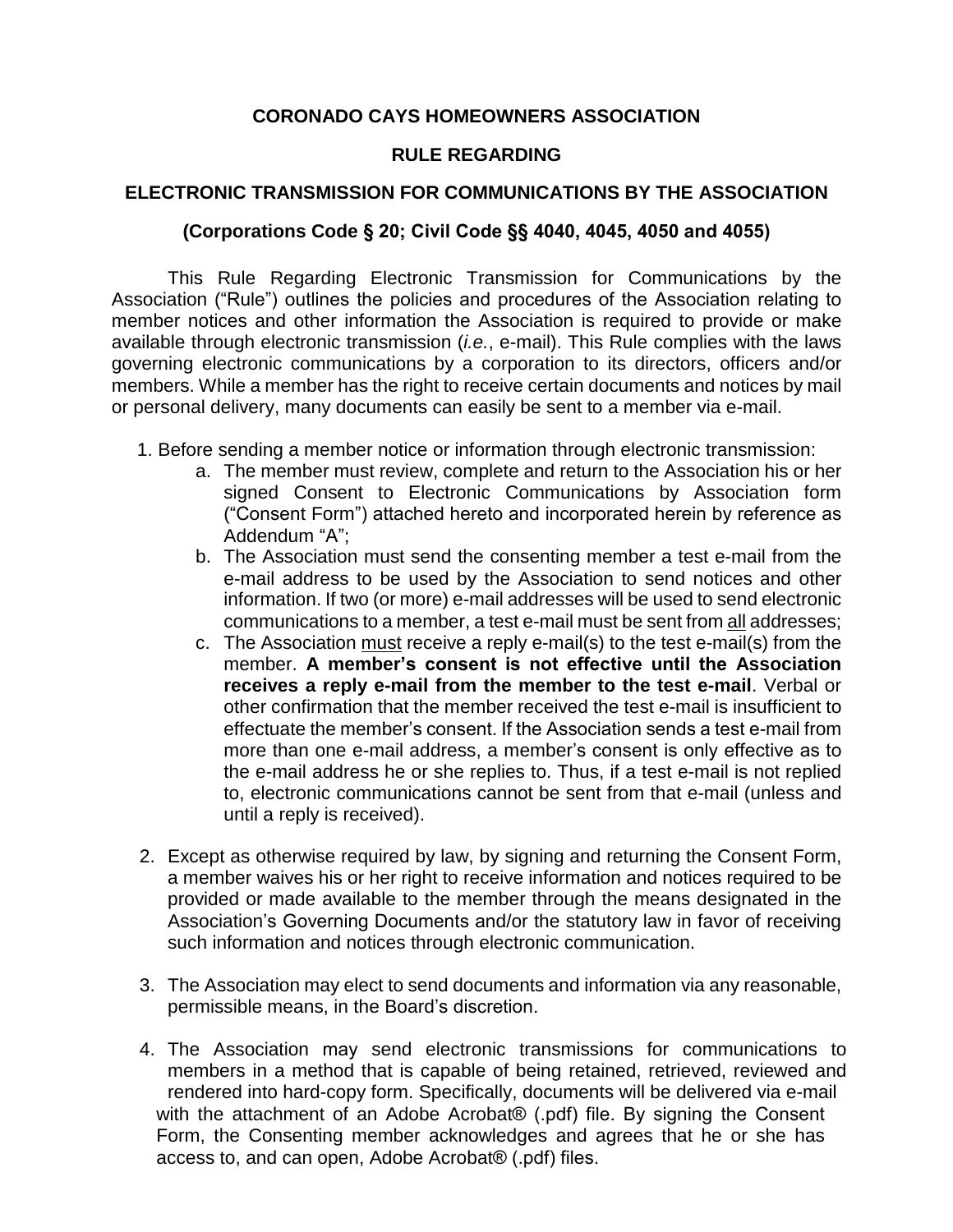# CORONADO CAYS HOMEOWNERS ASSOCIATION

## RULE REGARDING

## ELECTRONIC TRANSMISSION FOR COMMUNICATIONS BY THE ASSOCIATION

### (Corporations Code § 20; Civil Code §§ 4040, 4045, 4050 and 4055)

This Rule Regarding Electronic Transmission for Communications by the Association ("Rule") outlines the policies and procedures of the Association relating to member notices and other information the Association is required to provide or make available through electronic transmission (*i.e.*, e-mail). This Rule complies with the laws governing electronic communications by a corporation to its directors, officers and/or members. While a member has the right to receive certain documents and notices by mail or personal delivery, many documents can easily be sent to a member via e-mail.

1. Before sending a member notice or information through electronic transmission:
   a. The member must review, complete and return to the Association his or her signed Consent to Electronic Communications by Association form ("Consent Form") attached hereto and incorporated herein by reference as Addendum "A";
   b. The Association must send the consenting member a test e-mail from the e-mail address to be used by the Association to send notices and other information. If two (or more) e-mail addresses will be used to send electronic communications to a member, a test e-mail must be sent from <u>all</u> addresses;
   c. The Association <u>must</u> receive a reply e-mail(s) to the test e-mail(s) from the member. **A member's consent is not effective until the Association receives a reply e-mail from the member to the test e-mail**. Verbal or other confirmation that the member received the test e-mail is insufficient to effectuate the member's consent. If the Association sends a test e-mail from more than one e-mail address, a member's consent is only effective as to the e-mail address he or she replies to. Thus, if a test e-mail is not replied to, electronic communications cannot be sent from that e-mail (unless and until a reply is received).

2. Except as otherwise required by law, by signing and returning the Consent Form, a member waives his or her right to receive information and notices required to be provided or made available to the member through the means designated in the Association's Governing Documents and/or the statutory law in favor of receiving such information and notices through electronic communication.

3. The Association may elect to send documents and information via any reasonable, permissible means, in the Board's discretion.

4. The Association may send electronic transmissions for communications to members in a method that is capable of being retained, retrieved, reviewed and rendered into hard-copy form. Specifically, documents will be delivered via e-mail with the attachment of an Adobe Acrobat® (.pdf) file. By signing the Consent Form, the Consenting member acknowledges and agrees that he or she has access to, and can open, Adobe Acrobat® (.pdf) files.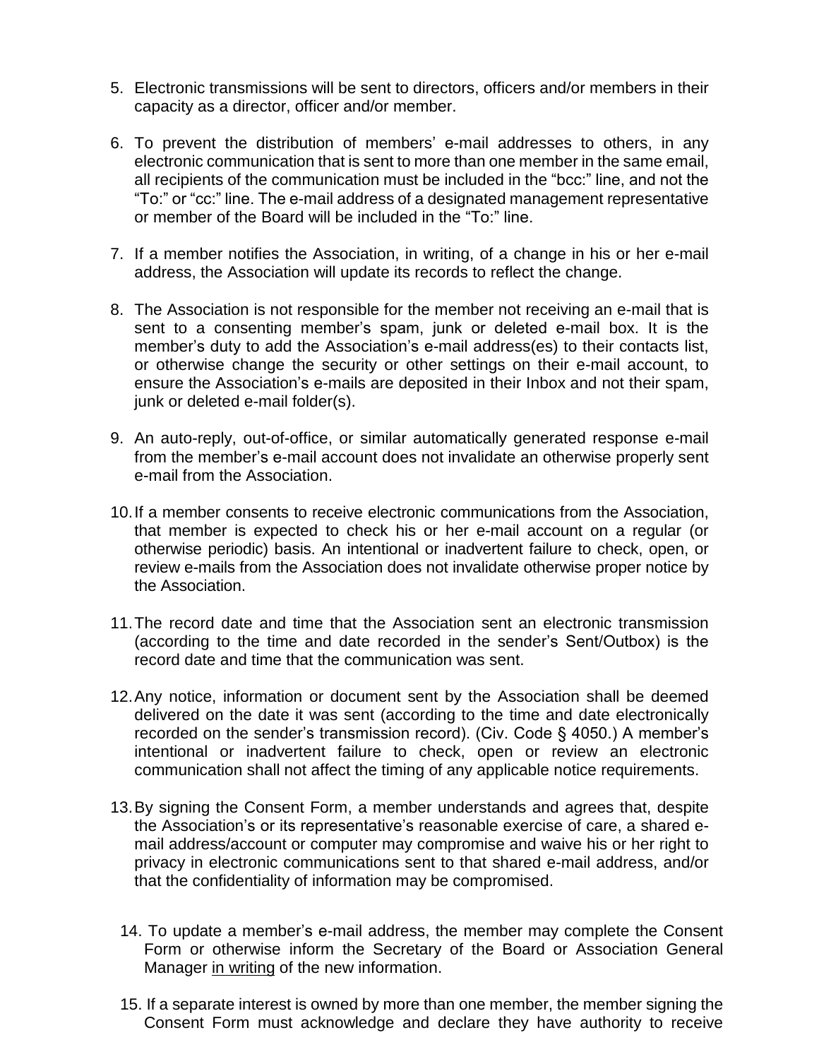5. Electronic transmissions will be sent to directors, officers and/or members in their capacity as a director, officer and/or member.

6. To prevent the distribution of members' e-mail addresses to others, in any electronic communication that is sent to more than one member in the same email, all recipients of the communication must be included in the "bcc:" line, and not the "To:" or "cc:" line. The e-mail address of a designated management representative or member of the Board will be included in the "To:" line.

7. If a member notifies the Association, in writing, of a change in his or her e-mail address, the Association will update its records to reflect the change.

8. The Association is not responsible for the member not receiving an e-mail that is sent to a consenting member's spam, junk or deleted e-mail box. It is the member's duty to add the Association's e-mail address(es) to their contacts list, or otherwise change the security or other settings on their e-mail account, to ensure the Association's e-mails are deposited in their Inbox and not their spam, junk or deleted e-mail folder(s).

9. An auto-reply, out-of-office, or similar automatically generated response e-mail from the member's e-mail account does not invalidate an otherwise properly sent e-mail from the Association.

10. If a member consents to receive electronic communications from the Association, that member is expected to check his or her e-mail account on a regular (or otherwise periodic) basis. An intentional or inadvertent failure to check, open, or review e-mails from the Association does not invalidate otherwise proper notice by the Association.

11. The record date and time that the Association sent an electronic transmission (according to the time and date recorded in the sender's Sent/Outbox) is the record date and time that the communication was sent.

12. Any notice, information or document sent by the Association shall be deemed delivered on the date it was sent (according to the time and date electronically recorded on the sender's transmission record). (Civ. Code § 4050.) A member's intentional or inadvertent failure to check, open or review an electronic communication shall not affect the timing of any applicable notice requirements.

13. By signing the Consent Form, a member understands and agrees that, despite the Association's or its representative's reasonable exercise of care, a shared e-mail address/account or computer may compromise and waive his or her right to privacy in electronic communications sent to that shared e-mail address, and/or that the confidentiality of information may be compromised.

14. To update a member's e-mail address, the member may complete the Consent Form or otherwise inform the Secretary of the Board or Association General Manager <u>in writing</u> of the new information.

15. If a separate interest is owned by more than one member, the member signing the Consent Form must acknowledge and declare they have authority to receive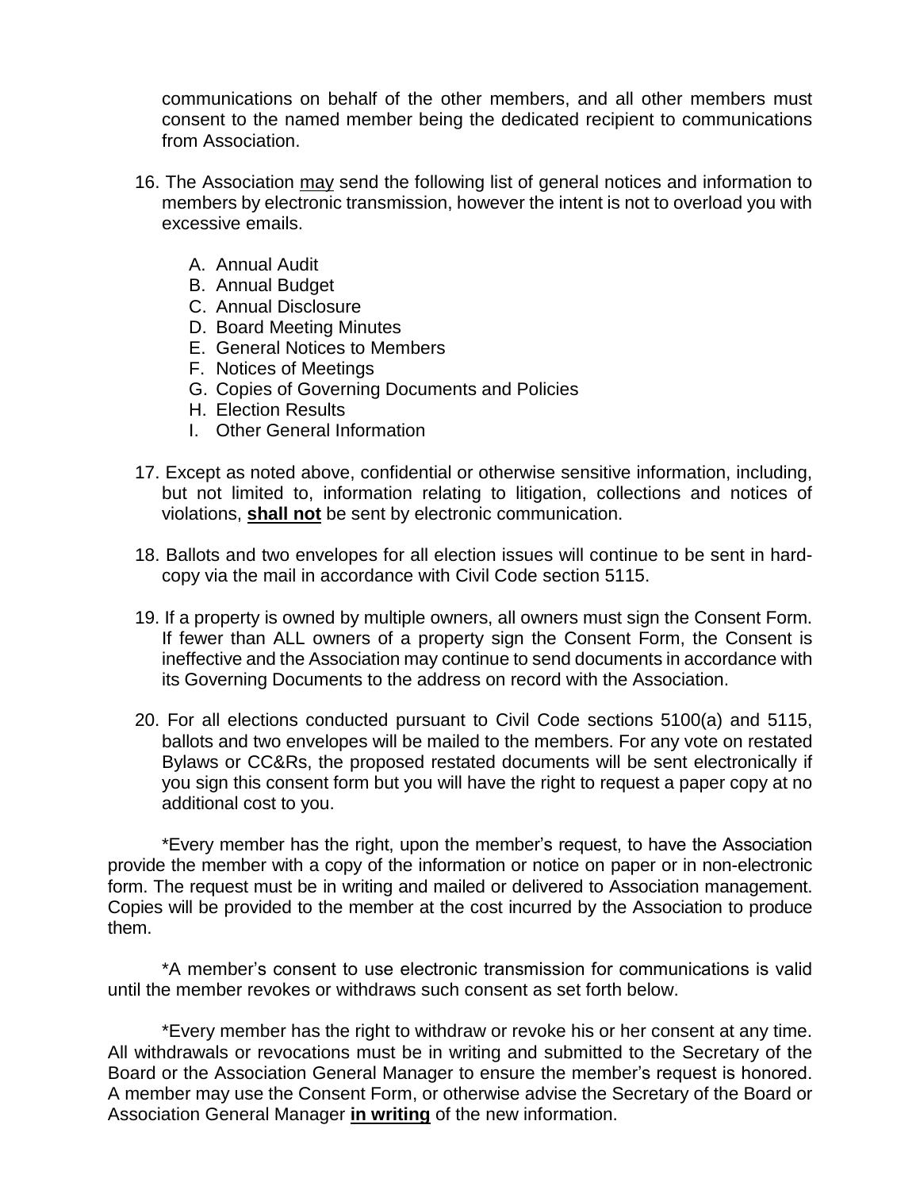communications on behalf of the other members, and all other members must consent to the named member being the dedicated recipient to communications from Association.

16. The Association <u>may</u> send the following list of general notices and information to members by electronic transmission, however the intent is not to overload you with excessive emails.

    A. Annual Audit
    B. Annual Budget
    C. Annual Disclosure
    D. Board Meeting Minutes
    E. General Notices to Members
    F. Notices of Meetings
    G. Copies of Governing Documents and Policies
    H. Election Results
    I. Other General Information

17. Except as noted above, confidential or otherwise sensitive information, including, but not limited to, information relating to litigation, collections and notices of violations, **<u>shall not</u>** be sent by electronic communication.

18. Ballots and two envelopes for all election issues will continue to be sent in hard-copy via the mail in accordance with Civil Code section 5115.

19. If a property is owned by multiple owners, all owners must sign the Consent Form. If fewer than ALL owners of a property sign the Consent Form, the Consent is ineffective and the Association may continue to send documents in accordance with its Governing Documents to the address on record with the Association.

20. For all elections conducted pursuant to Civil Code sections 5100(a) and 5115, ballots and two envelopes will be mailed to the members. For any vote on restated Bylaws or CC&Rs, the proposed restated documents will be sent electronically if you sign this consent form but you will have the right to request a paper copy at no additional cost to you.

*Every member has the right, upon the member's request, to have the Association provide the member with a copy of the information or notice on paper or in non-electronic form. The request must be in writing and mailed or delivered to Association management. Copies will be provided to the member at the cost incurred by the Association to produce them.

*A member's consent to use electronic transmission for communications is valid until the member revokes or withdraws such consent as set forth below.

*Every member has the right to withdraw or revoke his or her consent at any time. All withdrawals or revocations must be in writing and submitted to the Secretary of the Board or the Association General Manager to ensure the member's request is honored. A member may use the Consent Form, or otherwise advise the Secretary of the Board or Association General Manager **<u>in writing</u>** of the new information.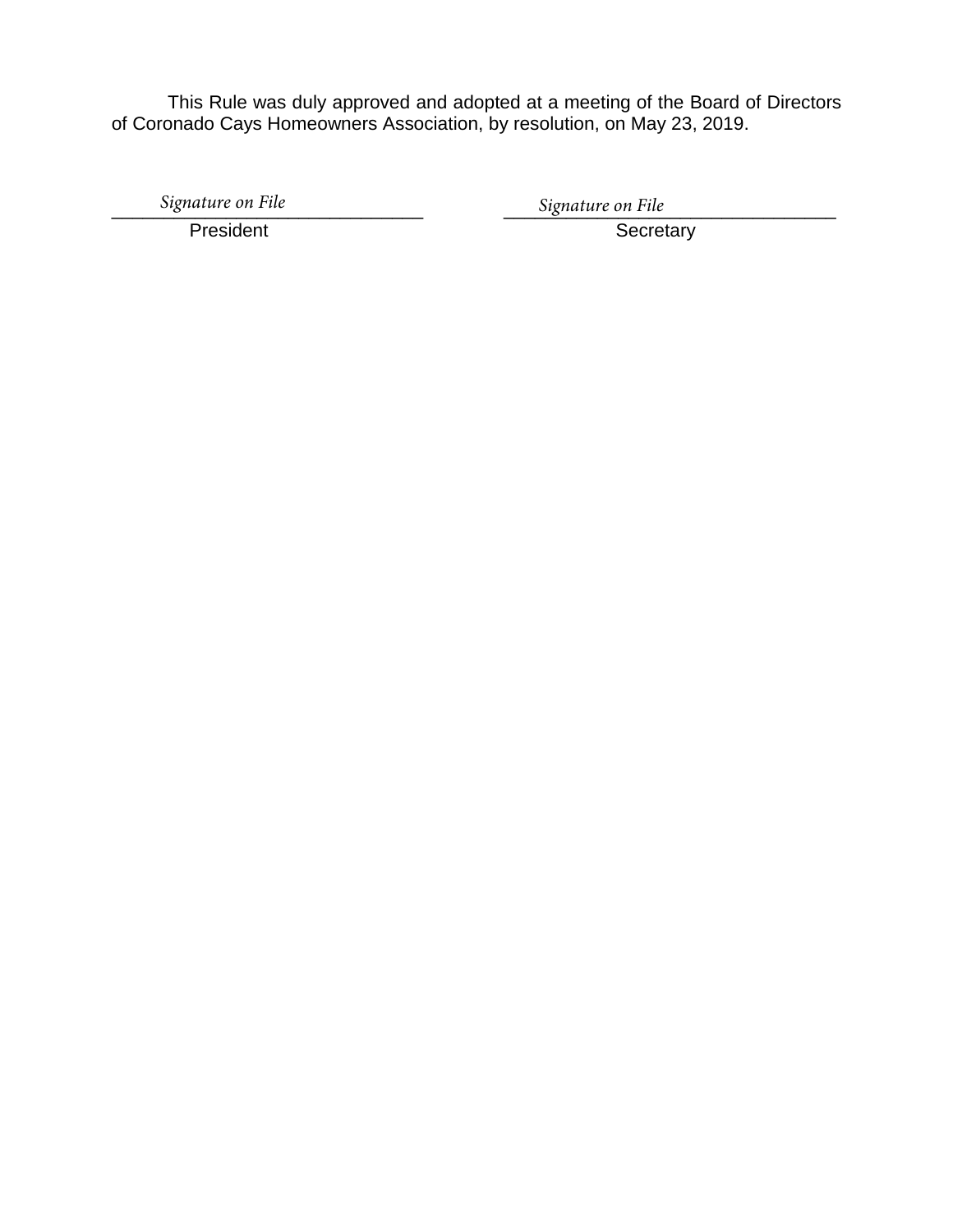This Rule was duly approved and adopted at a meeting of the Board of Directors of Coronado Cays Homeowners Association, by resolution, on May 23, 2019.

*Signature on File*
\_\_\_\_\_\_\_\_\_\_\_\_\_\_\_\_\_\_\_\_\_\_\_\_\_\_\_\_\_\_
President

*Signature on File*
\_\_\_\_\_\_\_\_\_\_\_\_\_\_\_\_\_\_\_\_\_\_\_\_\_\_\_\_\_\_
Secretary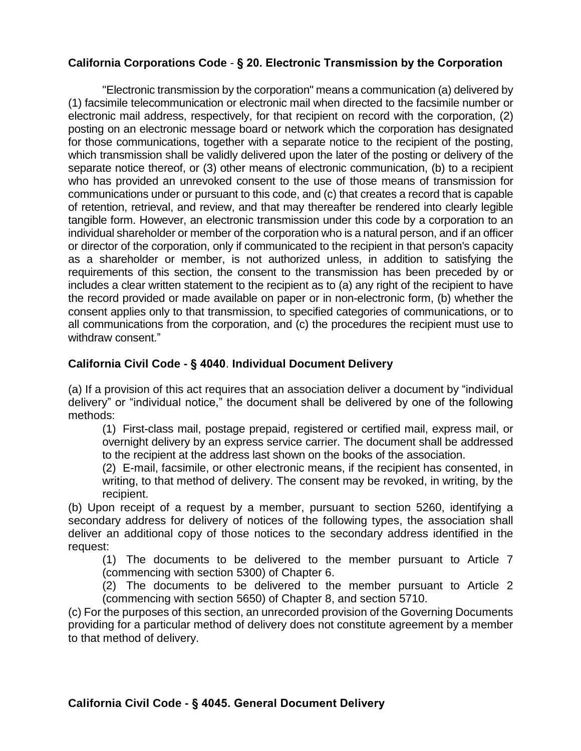**California Corporations Code** - **§ 20. Electronic Transmission by the Corporation**

"Electronic transmission by the corporation" means a communication (a) delivered by (1) facsimile telecommunication or electronic mail when directed to the facsimile number or electronic mail address, respectively, for that recipient on record with the corporation, (2) posting on an electronic message board or network which the corporation has designated for those communications, together with a separate notice to the recipient of the posting, which transmission shall be validly delivered upon the later of the posting or delivery of the separate notice thereof, or (3) other means of electronic communication, (b) to a recipient who has provided an unrevoked consent to the use of those means of transmission for communications under or pursuant to this code, and (c) that creates a record that is capable of retention, retrieval, and review, and that may thereafter be rendered into clearly legible tangible form. However, an electronic transmission under this code by a corporation to an individual shareholder or member of the corporation who is a natural person, and if an officer or director of the corporation, only if communicated to the recipient in that person's capacity as a shareholder or member, is not authorized unless, in addition to satisfying the requirements of this section, the consent to the transmission has been preceded by or includes a clear written statement to the recipient as to (a) any right of the recipient to have the record provided or made available on paper or in non-electronic form, (b) whether the consent applies only to that transmission, to specified categories of communications, or to all communications from the corporation, and (c) the procedures the recipient must use to withdraw consent."

**California Civil Code - § 4040**. **Individual Document Delivery**

(a) If a provision of this act requires that an association deliver a document by "individual delivery" or "individual notice," the document shall be delivered by one of the following methods:

(1) First-class mail, postage prepaid, registered or certified mail, express mail, or overnight delivery by an express service carrier. The document shall be addressed to the recipient at the address last shown on the books of the association.

(2) E-mail, facsimile, or other electronic means, if the recipient has consented, in writing, to that method of delivery. The consent may be revoked, in writing, by the recipient.

(b) Upon receipt of a request by a member, pursuant to section 5260, identifying a secondary address for delivery of notices of the following types, the association shall deliver an additional copy of those notices to the secondary address identified in the request:

(1) The documents to be delivered to the member pursuant to Article 7 (commencing with section 5300) of Chapter 6.

(2) The documents to be delivered to the member pursuant to Article 2 (commencing with section 5650) of Chapter 8, and section 5710.

(c) For the purposes of this section, an unrecorded provision of the Governing Documents providing for a particular method of delivery does not constitute agreement by a member to that method of delivery.

**California Civil Code - § 4045. General Document Delivery**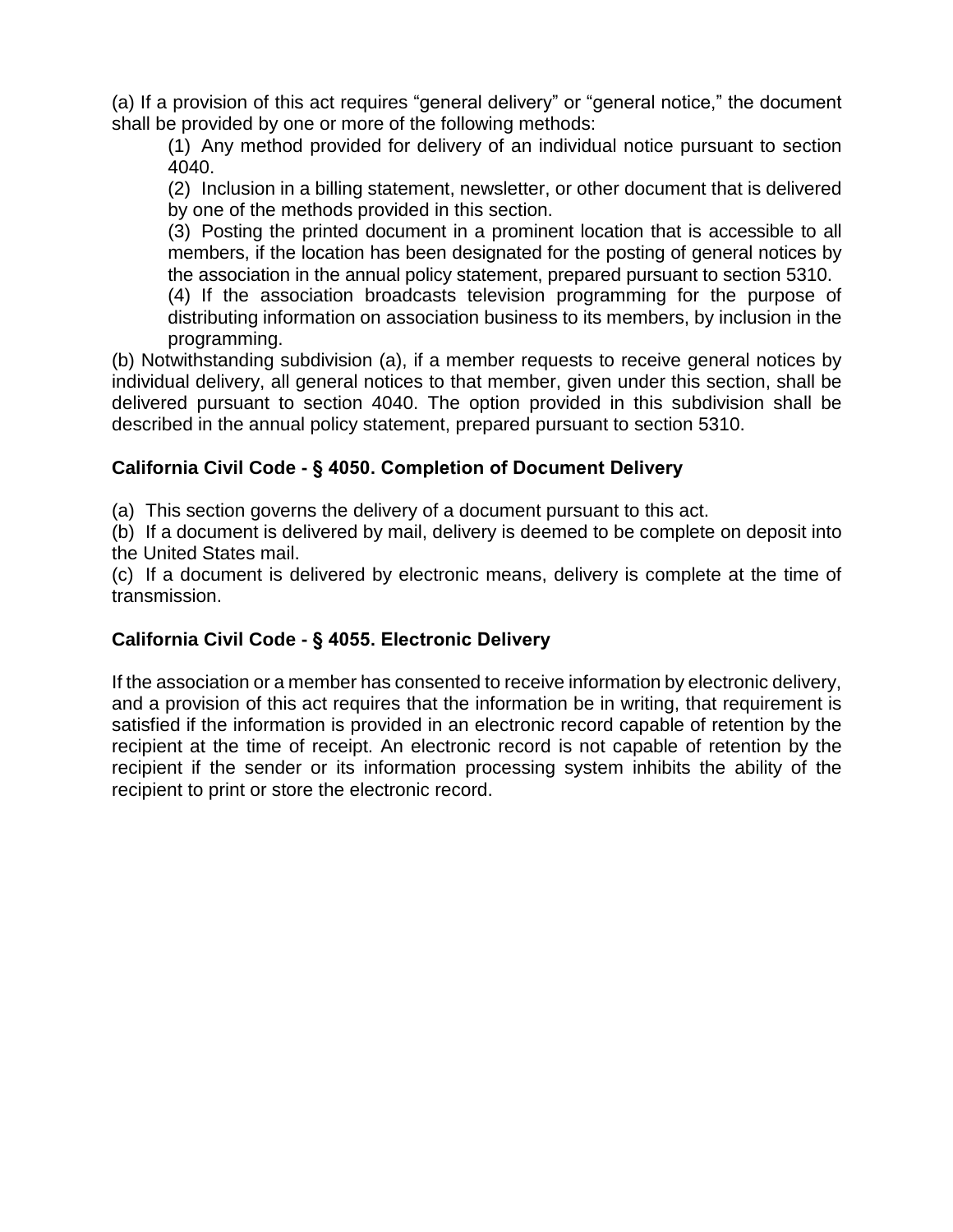(a) If a provision of this act requires “general delivery” or “general notice,” the document shall be provided by one or more of the following methods:

(1) Any method provided for delivery of an individual notice pursuant to section 4040.

(2) Inclusion in a billing statement, newsletter, or other document that is delivered by one of the methods provided in this section.

(3) Posting the printed document in a prominent location that is accessible to all members, if the location has been designated for the posting of general notices by the association in the annual policy statement, prepared pursuant to section 5310.

(4) If the association broadcasts television programming for the purpose of distributing information on association business to its members, by inclusion in the programming.

(b) Notwithstanding subdivision (a), if a member requests to receive general notices by individual delivery, all general notices to that member, given under this section, shall be delivered pursuant to section 4040. The option provided in this subdivision shall be described in the annual policy statement, prepared pursuant to section 5310.

### California Civil Code - § 4050. Completion of Document Delivery

(a) This section governs the delivery of a document pursuant to this act.

(b) If a document is delivered by mail, delivery is deemed to be complete on deposit into the United States mail.

(c) If a document is delivered by electronic means, delivery is complete at the time of transmission.

### California Civil Code - § 4055. Electronic Delivery

If the association or a member has consented to receive information by electronic delivery, and a provision of this act requires that the information be in writing, that requirement is satisfied if the information is provided in an electronic record capable of retention by the recipient at the time of receipt. An electronic record is not capable of retention by the recipient if the sender or its information processing system inhibits the ability of the recipient to print or store the electronic record.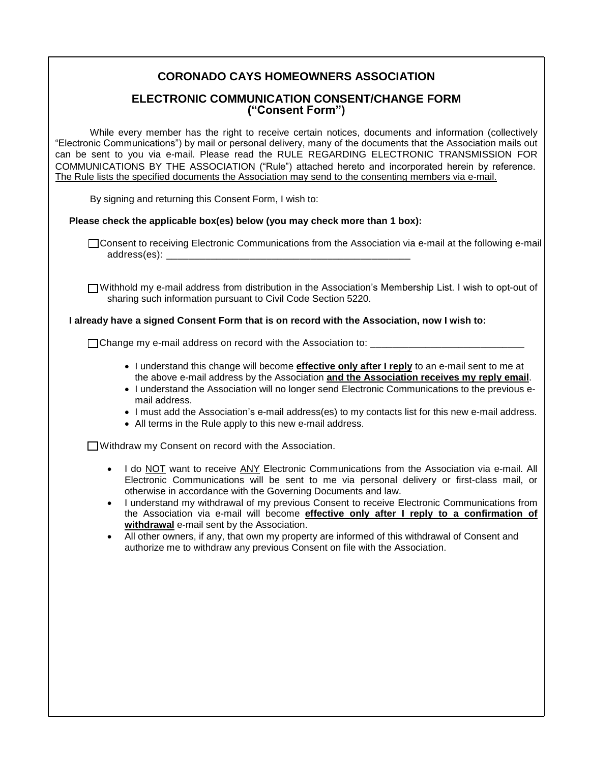# CORONADO CAYS HOMEOWNERS ASSOCIATION

## ELECTRONIC COMMUNICATION CONSENT/CHANGE FORM ("Consent Form")

While every member has the right to receive certain notices, documents and information (collectively "Electronic Communications") by mail or personal delivery, many of the documents that the Association mails out can be sent to you via e-mail. Please read the RULE REGARDING ELECTRONIC TRANSMISSION FOR COMMUNICATIONS BY THE ASSOCIATION ("Rule") attached hereto and incorporated herein by reference. <u>The Rule lists the specified documents the Association may send to the consenting members via e-mail.</u>

By signing and returning this Consent Form, I wish to:

**Please check the applicable box(es) below (you may check more than 1 box):**

☐ Consent to receiving Electronic Communications from the Association via e-mail at the following e-mail address(es): ___________________________________________

☐ Withhold my e-mail address from distribution in the Association's Membership List. I wish to opt-out of sharing such information pursuant to Civil Code Section 5220.

**I already have a signed Consent Form that is on record with the Association, now I wish to:**

☐ Change my e-mail address on record with the Association to: ___________________________

- I understand this change will become **<u>effective only after I reply</u>** to an e-mail sent to me at the above e-mail address by the Association **<u>and the Association receives my reply email</u>**.
- I understand the Association will no longer send Electronic Communications to the previous e-mail address.
- I must add the Association's e-mail address(es) to my contacts list for this new e-mail address.
- All terms in the Rule apply to this new e-mail address.

☐ Withdraw my Consent on record with the Association.

- I do <u>NOT</u> want to receive <u>ANY</u> Electronic Communications from the Association via e-mail. All Electronic Communications will be sent to me via personal delivery or first-class mail, or otherwise in accordance with the Governing Documents and law.
- I understand my withdrawal of my previous Consent to receive Electronic Communications from the Association via e-mail will become **<u>effective only after I reply to a confirmation of withdrawal</u>** e-mail sent by the Association.
- All other owners, if any, that own my property are informed of this withdrawal of Consent and authorize me to withdraw any previous Consent on file with the Association.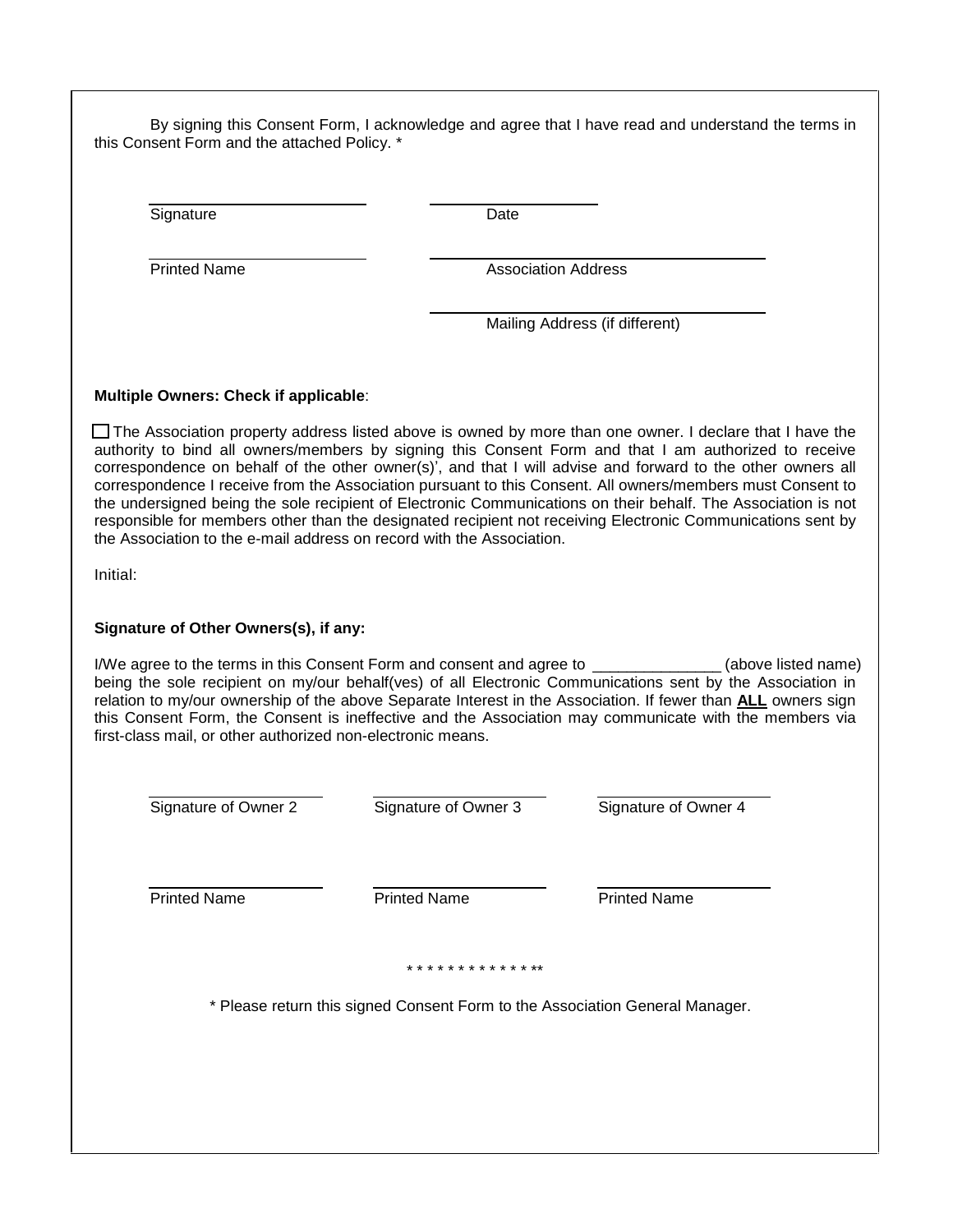By signing this Consent Form, I acknowledge and agree that I have read and understand the terms in this Consent Form and the attached Policy. *

| | |
|---|---|
| Signature | Date |
| Printed Name | Association Address |
| | Mailing Address (if different) |

**Multiple Owners: Check if applicable**:

☐ The Association property address listed above is owned by more than one owner. I declare that I have the authority to bind all owners/members by signing this Consent Form and that I am authorized to receive correspondence on behalf of the other owner(s)', and that I will advise and forward to the other owners all correspondence I receive from the Association pursuant to this Consent. All owners/members must Consent to the undersigned being the sole recipient of Electronic Communications on their behalf. The Association is not responsible for members other than the designated recipient not receiving Electronic Communications sent by the Association to the e-mail address on record with the Association.

Initial:

**Signature of Other Owners(s), if any:**

I/We agree to the terms in this Consent Form and consent and agree to _______________ (above listed name) being the sole recipient on my/our behalf(ves) of all Electronic Communications sent by the Association in relation to my/our ownership of the above Separate Interest in the Association. If fewer than **ALL** owners sign this Consent Form, the Consent is ineffective and the Association may communicate with the members via first-class mail, or other authorized non-electronic means.

| | | |
|---|---|---|
| Signature of Owner 2 | Signature of Owner 3 | Signature of Owner 4 |
| Printed Name | Printed Name | Printed Name |

\* \* \* \* \* \* \* \* \* \* \* \* \* \*\*

\* Please return this signed Consent Form to the Association General Manager.